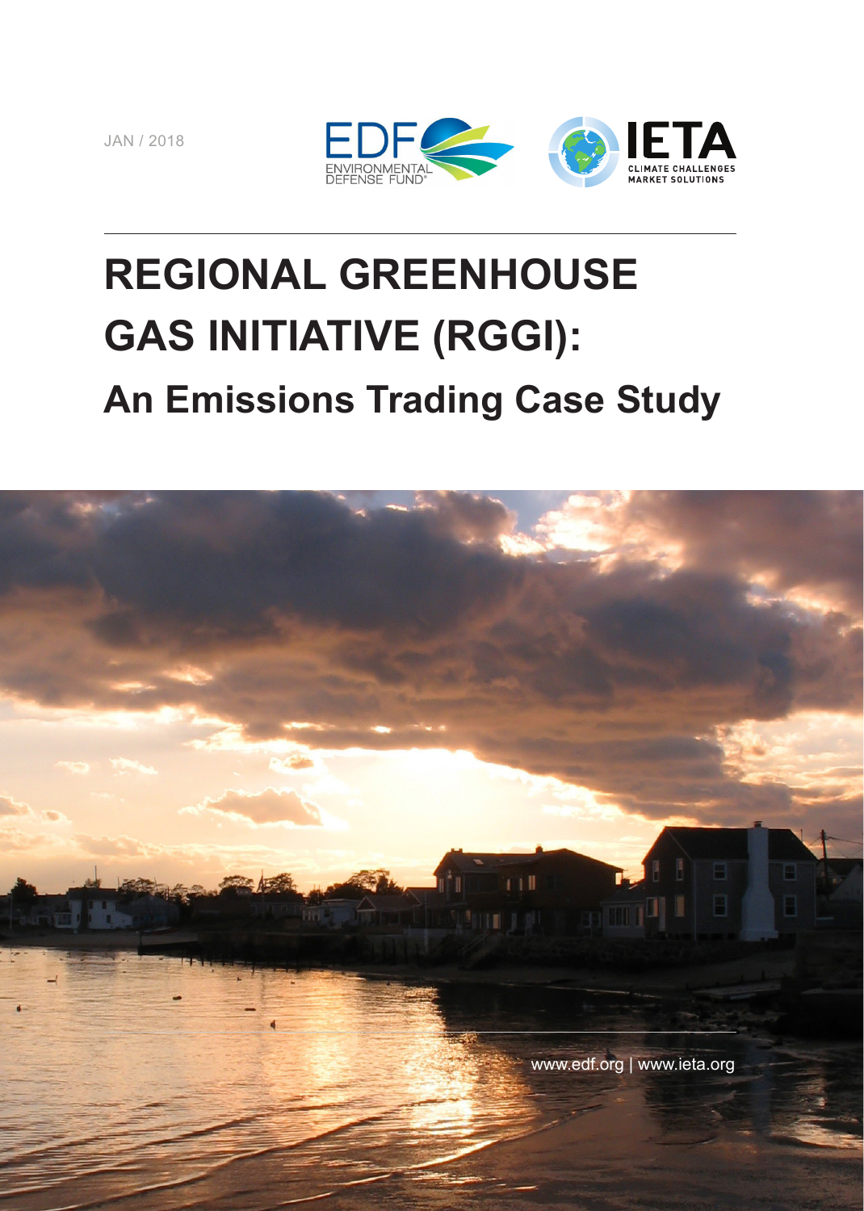JAN / 2018

EDF ENVIRONMENTAL DEFENSE FUND®

IETA CLIMATE CHALLENGES MARKET SOLUTIONS

# REGIONAL GREENHOUSE GAS INITIATIVE (RGGI):

## An Emissions Trading Case Study

www.edf.org | www.ieta.org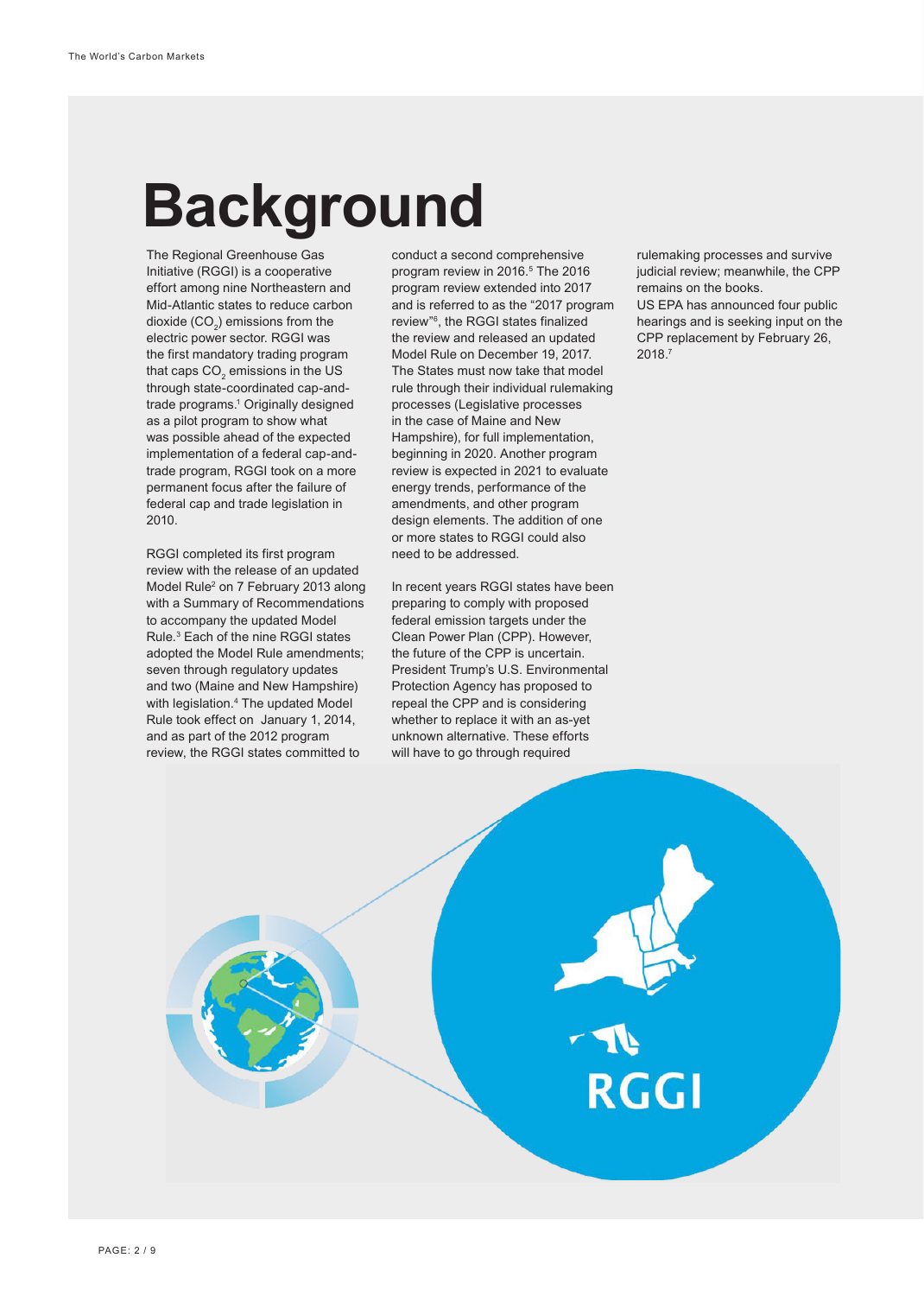# Background

The Regional Greenhouse Gas Initiative (RGGI) is a cooperative effort among nine Northeastern and Mid-Atlantic states to reduce carbon dioxide ($CO_2$) emissions from the electric power sector. RGGI was the first mandatory trading program that caps $CO_2$ emissions in the US through state-coordinated cap-and-trade programs.[1] Originally designed as a pilot program to show what was possible ahead of the expected implementation of a federal cap-and-trade program, RGGI took on a more permanent focus after the failure of federal cap and trade legislation in 2010.

RGGI completed its first program review with the release of an updated Model Rule[2] on 7 February 2013 along with a Summary of Recommendations to accompany the updated Model Rule.[3] Each of the nine RGGI states adopted the Model Rule amendments; seven through regulatory updates and two (Maine and New Hampshire) with legislation.[4] The updated Model Rule took effect on January 1, 2014, and as part of the 2012 program review, the RGGI states committed to conduct a second comprehensive program review in 2016.[5] The 2016 program review extended into 2017 and is referred to as the "2017 program review"[6], the RGGI states finalized the review and released an updated Model Rule on December 19, 2017. The States must now take that model rule through their individual rulemaking processes (Legislative processes in the case of Maine and New Hampshire), for full implementation, beginning in 2020. Another program review is expected in 2021 to evaluate energy trends, performance of the amendments, and other program design elements. The addition of one or more states to RGGI could also need to be addressed.

In recent years RGGI states have been preparing to comply with proposed federal emission targets under the Clean Power Plan (CPP). However, the future of the CPP is uncertain. President Trump's U.S. Environmental Protection Agency has proposed to repeal the CPP and is considering whether to replace it with an as-yet unknown alternative. These efforts will have to go through required rulemaking processes and survive judicial review; meanwhile, the CPP remains on the books.
US EPA has announced four public hearings and is seeking input on the CPP replacement by February 26, 2018.[7]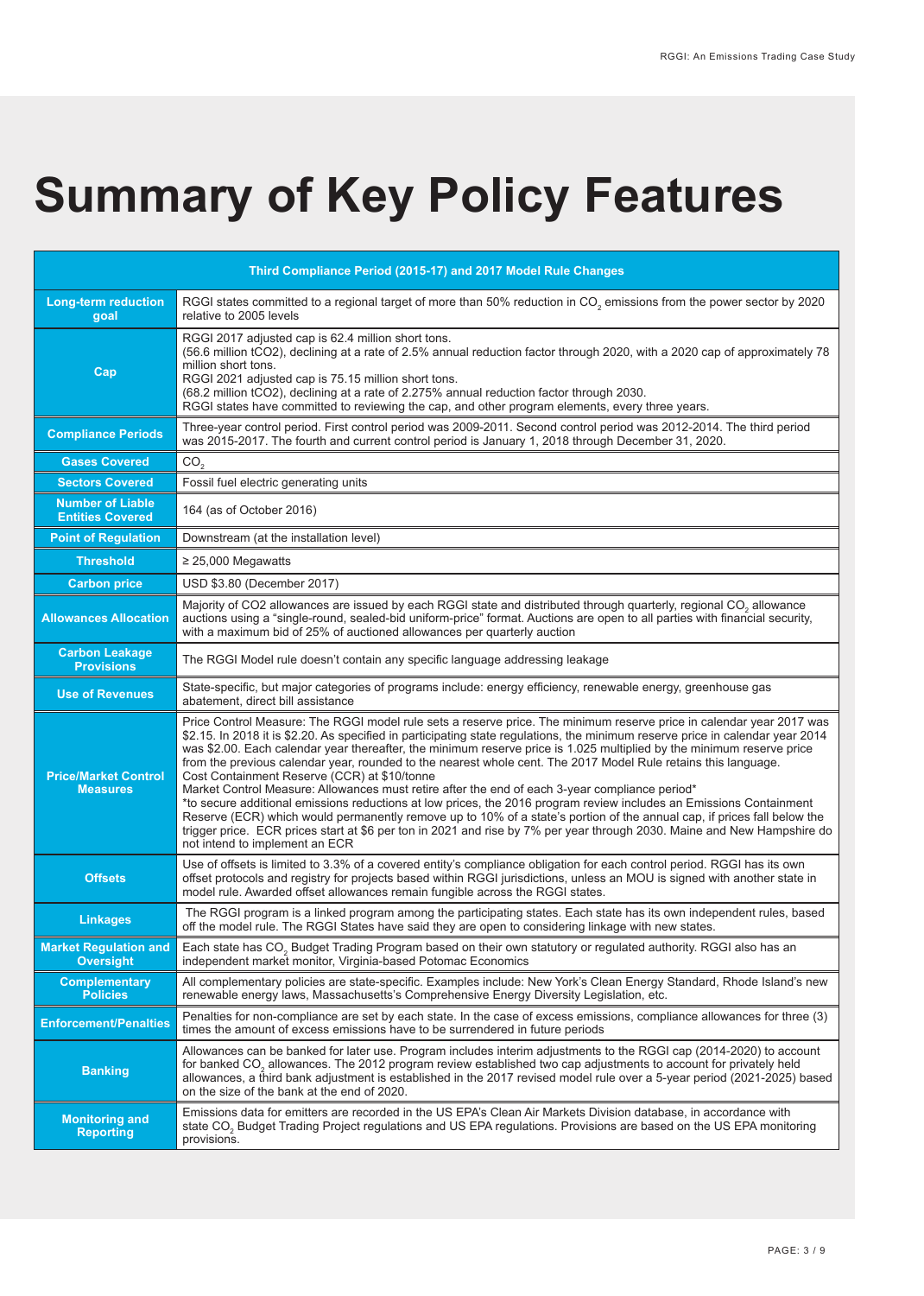# Summary of Key Policy Features

| Third Compliance Period (2015-17) and 2017 Model Rule Changes | |
|---|---|
| **Long-term reduction goal** | RGGI states committed to a regional target of more than 50% reduction in $CO_2$ emissions from the power sector by 2020 relative to 2005 levels |
| **Cap** | RGGI 2017 adjusted cap is 62.4 million short tons.<br>(56.6 million tCO2), declining at a rate of 2.5% annual reduction factor through 2020, with a 2020 cap of approximately 78 million short tons.<br>RGGI 2021 adjusted cap is 75.15 million short tons.<br>(68.2 million tCO2), declining at a rate of 2.275% annual reduction factor through 2030.<br>RGGI states have committed to reviewing the cap, and other program elements, every three years. |
| **Compliance Periods** | Three-year control period. First control period was 2009-2011. Second control period was 2012-2014. The third period was 2015-2017. The fourth and current control period is January 1, 2018 through December 31, 2020. |
| **Gases Covered** | $CO_2$ |
| **Sectors Covered** | Fossil fuel electric generating units |
| **Number of Liable Entities Covered** | 164 (as of October 2016) |
| **Point of Regulation** | Downstream (at the installation level) |
| **Threshold** | ≥ 25,000 Megawatts |
| **Carbon price** | USD $3.80 (December 2017) |
| **Allowances Allocation** | Majority of CO2 allowances are issued by each RGGI state and distributed through quarterly, regional $CO_2$ allowance auctions using a "single-round, sealed-bid uniform-price" format. Auctions are open to all parties with financial security, with a maximum bid of 25% of auctioned allowances per quarterly auction |
| **Carbon Leakage Provisions** | The RGGI Model rule doesn't contain any specific language addressing leakage |
| **Use of Revenues** | State-specific, but major categories of programs include: energy efficiency, renewable energy, greenhouse gas abatement, direct bill assistance |
| **Price/Market Control Measures** | Price Control Measure: The RGGI model rule sets a reserve price. The minimum reserve price in calendar year 2017 was $2.15. In 2018 it is $2.20. As specified in participating state regulations, the minimum reserve price in calendar year 2014 was $2.00. Each calendar year thereafter, the minimum reserve price is 1.025 multiplied by the minimum reserve price from the previous calendar year, rounded to the nearest whole cent. The 2017 Model Rule retains this language.<br>Cost Containment Reserve (CCR) at $10/tonne<br>Market Control Measure: Allowances must retire after the end of each 3-year compliance period*<br>*to secure additional emissions reductions at low prices, the 2016 program review includes an Emissions Containment Reserve (ECR) which would permanently remove up to 10% of a state's portion of the annual cap, if prices fall below the trigger price. ECR prices start at $6 per ton in 2021 and rise by 7% per year through 2030. Maine and New Hampshire do not intend to implement an ECR |
| **Offsets** | Use of offsets is limited to 3.3% of a covered entity's compliance obligation for each control period. RGGI has its own offset protocols and registry for projects based within RGGI jurisdictions, unless an MOU is signed with another state in model rule. Awarded offset allowances remain fungible across the RGGI states. |
| **Linkages** | The RGGI program is a linked program among the participating states. Each state has its own independent rules, based off the model rule. The RGGI States have said they are open to considering linkage with new states. |
| **Market Regulation and Oversight** | Each state has $CO_2$ Budget Trading Program based on their own statutory or regulated authority. RGGI also has an independent market monitor, Virginia-based Potomac Economics |
| **Complementary Policies** | All complementary policies are state-specific. Examples include: New York's Clean Energy Standard, Rhode Island's new renewable energy laws, Massachusetts's Comprehensive Energy Diversity Legislation, etc. |
| **Enforcement/Penalties** | Penalties for non-compliance are set by each state. In the case of excess emissions, compliance allowances for three (3) times the amount of excess emissions have to be surrendered in future periods |
| **Banking** | Allowances can be banked for later use. Program includes interim adjustments to the RGGI cap (2014-2020) to account for banked $CO_2$ allowances. The 2012 program review established two cap adjustments to account for privately held allowances, a third bank adjustment is established in the 2017 revised model rule over a 5-year period (2021-2025) based on the size of the bank at the end of 2020. |
| **Monitoring and Reporting** | Emissions data for emitters are recorded in the US EPA's Clean Air Markets Division database, in accordance with state $CO_2$ Budget Trading Project regulations and US EPA regulations. Provisions are based on the US EPA monitoring provisions. |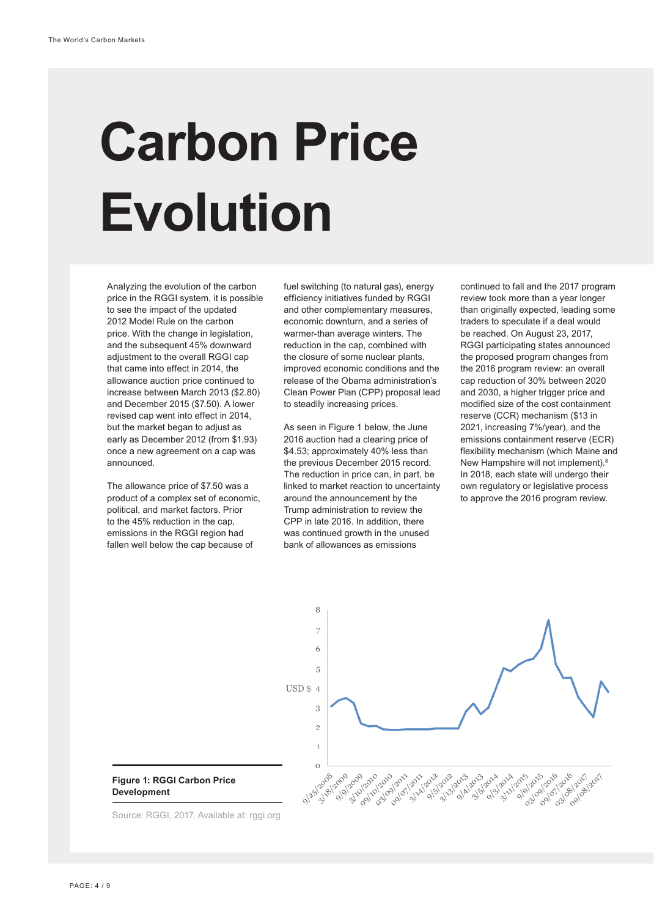# Carbon Price Evolution

Analyzing the evolution of the carbon price in the RGGI system, it is possible to see the impact of the updated 2012 Model Rule on the carbon price. With the change in legislation, and the subsequent 45% downward adjustment to the overall RGGI cap that came into effect in 2014, the allowance auction price continued to increase between March 2013 ($2.80) and December 2015 ($7.50). A lower revised cap went into effect in 2014, but the market began to adjust as early as December 2012 (from $1.93) once a new agreement on a cap was announced.

The allowance price of $7.50 was a product of a complex set of economic, political, and market factors. Prior to the 45% reduction in the cap, emissions in the RGGI region had fallen well below the cap because of fuel switching (to natural gas), energy efficiency initiatives funded by RGGI and other complementary measures, economic downturn, and a series of warmer-than average winters. The reduction in the cap, combined with the closure of some nuclear plants, improved economic conditions and the release of the Obama administration's Clean Power Plan (CPP) proposal lead to steadily increasing prices.

As seen in Figure 1 below, the June 2016 auction had a clearing price of $4.53; approximately 40% less than the previous December 2015 record. The reduction in price can, in part, be linked to market reaction to uncertainty around the announcement by the Trump administration to review the CPP in late 2016. In addition, there was continued growth in the unused bank of allowances as emissions continued to fall and the 2017 program review took more than a year longer than originally expected, leading some traders to speculate if a deal would be reached. On August 23, 2017, RGGI participating states announced the proposed program changes from the 2016 program review: an overall cap reduction of 30% between 2020 and 2030, a higher trigger price and modified size of the cost containment reserve (CCR) mechanism ($13 in 2021, increasing 7%/year), and the emissions containment reserve (ECR) flexibility mechanism (which Maine and New Hampshire will not implement).[8] In 2018, each state will undergo their own regulatory or legislative process to approve the 2016 program review.

**Figure 1: RGGI Carbon Price Development**

Source: RGGI, 2017. Available at: rggi.org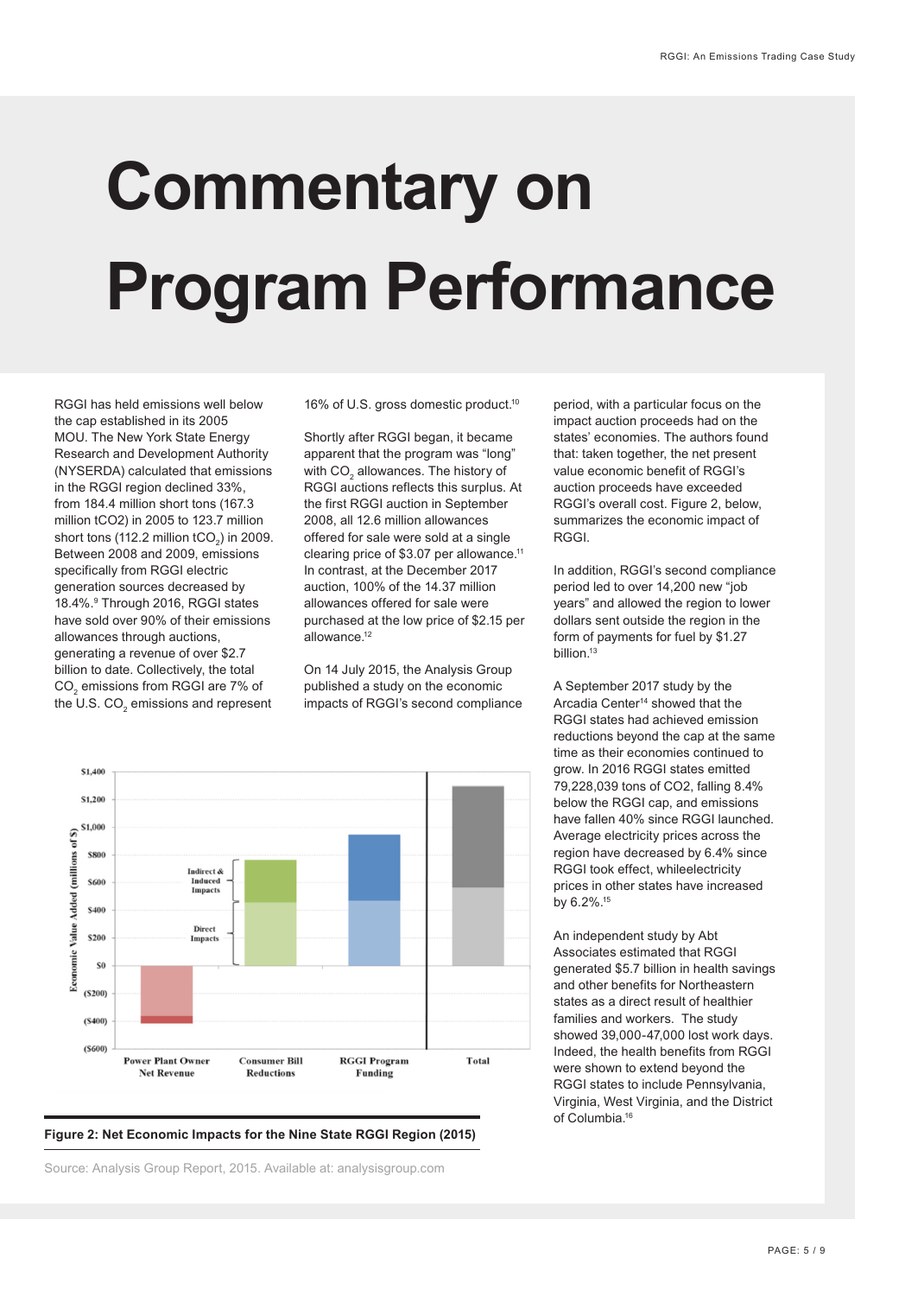# Commentary on Program Performance

RGGI has held emissions well below the cap established in its 2005 MOU. The New York State Energy Research and Development Authority (NYSERDA) calculated that emissions in the RGGI region declined 33%, from 184.4 million short tons (167.3 million $tCO_2$) in 2005 to 123.7 million short tons (112.2 million $tCO_2$) in 2009. Between 2008 and 2009, emissions specifically from RGGI electric generation sources decreased by 18.4%.[9] Through 2016, RGGI states have sold over 90% of their emissions allowances through auctions, generating a revenue of over $2.7 billion to date. Collectively, the total $CO_2$ emissions from RGGI are 7% of the U.S. $CO_2$ emissions and represent 16% of U.S. gross domestic product.[10]

Shortly after RGGI began, it became apparent that the program was "long" with $CO_2$ allowances. The history of RGGI auctions reflects this surplus. At the first RGGI auction in September 2008, all 12.6 million allowances offered for sale were sold at a single clearing price of $3.07 per allowance.[11] In contrast, at the December 2017 auction, 100% of the 14.37 million allowances offered for sale were purchased at the low price of $2.15 per allowance.[12]

On 14 July 2015, the Analysis Group published a study on the economic impacts of RGGI's second compliance period, with a particular focus on the impact auction proceeds had on the states' economies. The authors found that: taken together, the net present value economic benefit of RGGI's auction proceeds have exceeded RGGI's overall cost. Figure 2, below, summarizes the economic impact of RGGI.

In addition, RGGI's second compliance period led to over 14,200 new "job years" and allowed the region to lower dollars sent outside the region in the form of payments for fuel by $1.27 billion.[13]

A September 2017 study by the Arcadia Center[14] showed that the RGGI states had achieved emission reductions beyond the cap at the same time as their economies continued to grow. In 2016 RGGI states emitted 79,228,039 tons of CO2, falling 8.4% below the RGGI cap, and emissions have fallen 40% since RGGI launched. Average electricity prices across the region have decreased by 6.4% since RGGI took effect, whileelectricity prices in other states have increased by 6.2%.[15]

An independent study by Abt Associates estimated that RGGI generated $5.7 billion in health savings and other benefits for Northeastern states as a direct result of healthier families and workers. The study showed 39,000-47,000 lost work days. Indeed, the health benefits from RGGI were shown to extend beyond the RGGI states to include Pennsylvania, Virginia, West Virginia, and the District of Columbia.[16]

**Figure 2: Net Economic Impacts for the Nine State RGGI Region (2015)**

Source: Analysis Group Report, 2015. Available at: analysisgroup.com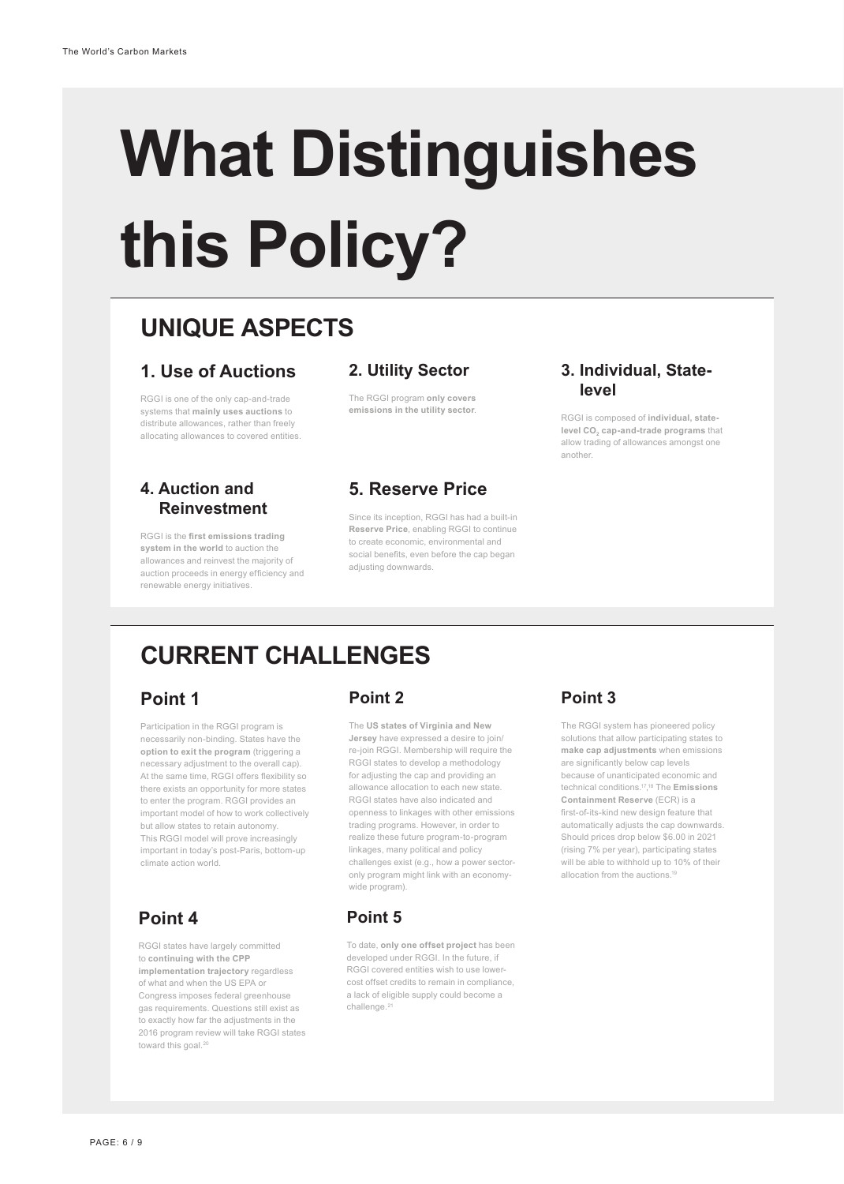# What Distinguishes this Policy?

## UNIQUE ASPECTS

### 1. Use of Auctions

RGGI is one of the only cap-and-trade systems that **mainly uses auctions** to distribute allowances, rather than freely allocating allowances to covered entities.

### 2. Utility Sector

The RGGI program **only covers emissions in the utility sector**.

### 3. Individual, State-level

RGGI is composed of **individual, state-level $CO_2$ cap-and-trade programs** that allow trading of allowances amongst one another.

### 4. Auction and Reinvestment

RGGI is the **first emissions trading system in the world** to auction the allowances and reinvest the majority of auction proceeds in energy efficiency and renewable energy initiatives.

### 5. Reserve Price

Since its inception, RGGI has had a built-in **Reserve Price**, enabling RGGI to continue to create economic, environmental and social benefits, even before the cap began adjusting downwards.

## CURRENT CHALLENGES

### Point 1

Participation in the RGGI program is necessarily non-binding. States have the **option to exit the program** (triggering a necessary adjustment to the overall cap). At the same time, RGGI offers flexibility so there exists an opportunity for more states to enter the program. RGGI provides an important model of how to work collectively but allow states to retain autonomy. This RGGI model will prove increasingly important in today's post-Paris, bottom-up climate action world.

### Point 2

The **US states of Virginia and New Jersey** have expressed a desire to join/re-join RGGI. Membership will require the RGGI states to develop a methodology for adjusting the cap and providing an allowance allocation to each new state. RGGI states have also indicated and openness to linkages with other emissions trading programs. However, in order to realize these future program-to-program linkages, many political and policy challenges exist (e.g., how a power sector-only program might link with an economy-wide program).

### Point 3

The RGGI system has pioneered policy solutions that allow participating states to **make cap adjustments** when emissions are significantly below cap levels because of unanticipated economic and technical conditions.[17,18] The **Emissions Containment Reserve** (ECR) is a first-of-its-kind new design feature that automatically adjusts the cap downwards. Should prices drop below $6.00 in 2021 (rising 7% per year), participating states will be able to withhold up to 10% of their allocation from the auctions.[19]

### Point 4

RGGI states have largely committed to **continuing with the CPP implementation trajectory** regardless of what and when the US EPA or Congress imposes federal greenhouse gas requirements. Questions still exist as to exactly how far the adjustments in the 2016 program review will take RGGI states toward this goal.[20]

### Point 5

To date, **only one offset project** has been developed under RGGI. In the future, if RGGI covered entities wish to use lower-cost offset credits to remain in compliance, a lack of eligible supply could become a challenge.[21]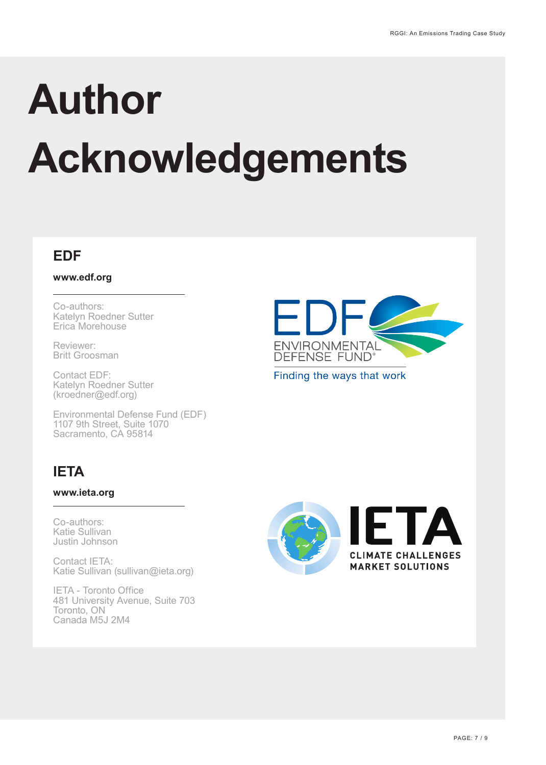# Author Acknowledgements

## EDF

**www.edf.org**

Co-authors:
Katelyn Roedner Sutter
Erica Morehouse

Reviewer:
Britt Groosman

Contact EDF:
Katelyn Roedner Sutter
(kroedner@edf.org)

Environmental Defense Fund (EDF)
1107 9th Street, Suite 1070
Sacramento, CA 95814

EDF ENVIRONMENTAL DEFENSE FUND®
Finding the ways that work

## IETA

**www.ieta.org**

Co-authors:
Katie Sullivan
Justin Johnson

Contact IETA:
Katie Sullivan (sullivan@ieta.org)

IETA - Toronto Office
481 University Avenue, Suite 703
Toronto, ON
Canada M5J 2M4

IETA
CLIMATE CHALLENGES
MARKET SOLUTIONS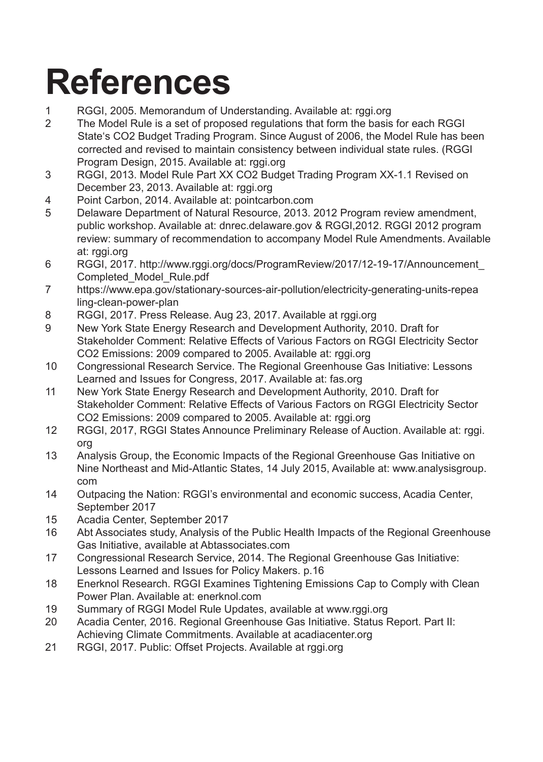# References

1. RGGI, 2005. Memorandum of Understanding. Available at: rggi.org
2. The Model Rule is a set of proposed regulations that form the basis for each RGGI State's $CO_2$ Budget Trading Program. Since August of 2006, the Model Rule has been corrected and revised to maintain consistency between individual state rules. (RGGI Program Design, 2015. Available at: rggi.org
3. RGGI, 2013. Model Rule Part XX $CO_2$ Budget Trading Program XX-1.1 Revised on December 23, 2013. Available at: rggi.org
4. Point Carbon, 2014. Available at: pointcarbon.com
5. Delaware Department of Natural Resource, 2013. 2012 Program review amendment, public workshop. Available at: dnrec.delaware.gov & RGGI,2012. RGGI 2012 program review: summary of recommendation to accompany Model Rule Amendments. Available at: rggi.org
6. RGGI, 2017. http://www.rggi.org/docs/ProgramReview/2017/12-19-17/Announcement_Completed_Model_Rule.pdf
7. https://www.epa.gov/stationary-sources-air-pollution/electricity-generating-units-repealing-clean-power-plan
8. RGGI, 2017. Press Release. Aug 23, 2017. Available at rggi.org
9. New York State Energy Research and Development Authority, 2010. Draft for Stakeholder Comment: Relative Effects of Various Factors on RGGI Electricity Sector $CO_2$ Emissions: 2009 compared to 2005. Available at: rggi.org
10. Congressional Research Service. The Regional Greenhouse Gas Initiative: Lessons Learned and Issues for Congress, 2017. Available at: fas.org
11. New York State Energy Research and Development Authority, 2010. Draft for Stakeholder Comment: Relative Effects of Various Factors on RGGI Electricity Sector $CO_2$ Emissions: 2009 compared to 2005. Available at: rggi.org
12. RGGI, 2017, RGGI States Announce Preliminary Release of Auction. Available at: rggi.org
13. Analysis Group, the Economic Impacts of the Regional Greenhouse Gas Initiative on Nine Northeast and Mid-Atlantic States, 14 July 2015, Available at: www.analysisgroup.com
14. Outpacing the Nation: RGGI's environmental and economic success, Acadia Center, September 2017
15. Acadia Center, September 2017
16. Abt Associates study, Analysis of the Public Health Impacts of the Regional Greenhouse Gas Initiative, available at Abtassociates.com
17. Congressional Research Service, 2014. The Regional Greenhouse Gas Initiative: Lessons Learned and Issues for Policy Makers. p.16
18. Enerknol Research. RGGI Examines Tightening Emissions Cap to Comply with Clean Power Plan. Available at: enerknol.com
19. Summary of RGGI Model Rule Updates, available at www.rggi.org
20. Acadia Center, 2016. Regional Greenhouse Gas Initiative. Status Report. Part II: Achieving Climate Commitments. Available at acadiacenter.org
21. RGGI, 2017. Public: Offset Projects. Available at rggi.org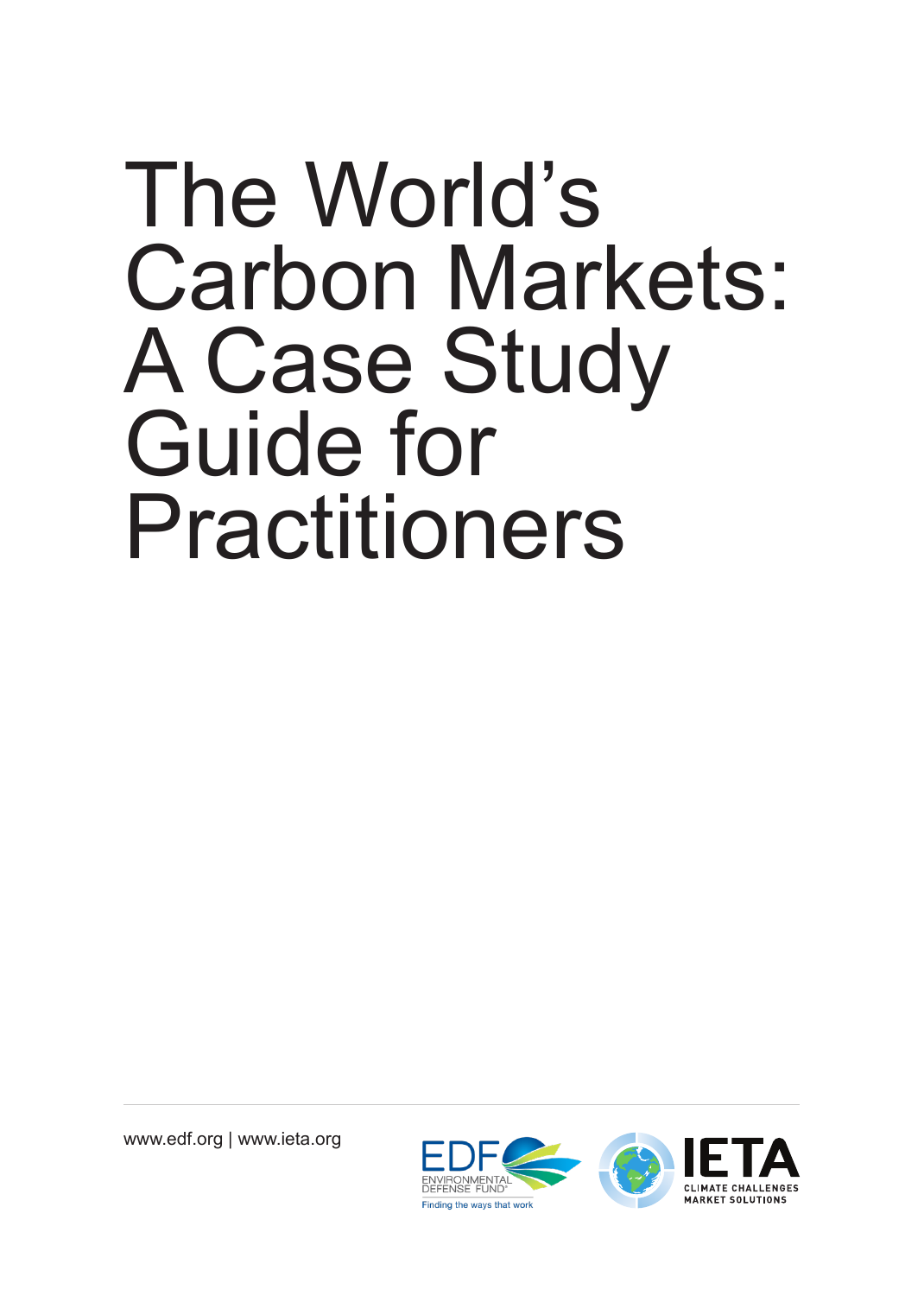# The World's Carbon Markets: A Case Study Guide for Practitioners

www.edf.org | www.ieta.org

EDF ENVIRONMENTAL DEFENSE FUND®
Finding the ways that work

IETA
CLIMATE CHALLENGES
MARKET SOLUTIONS